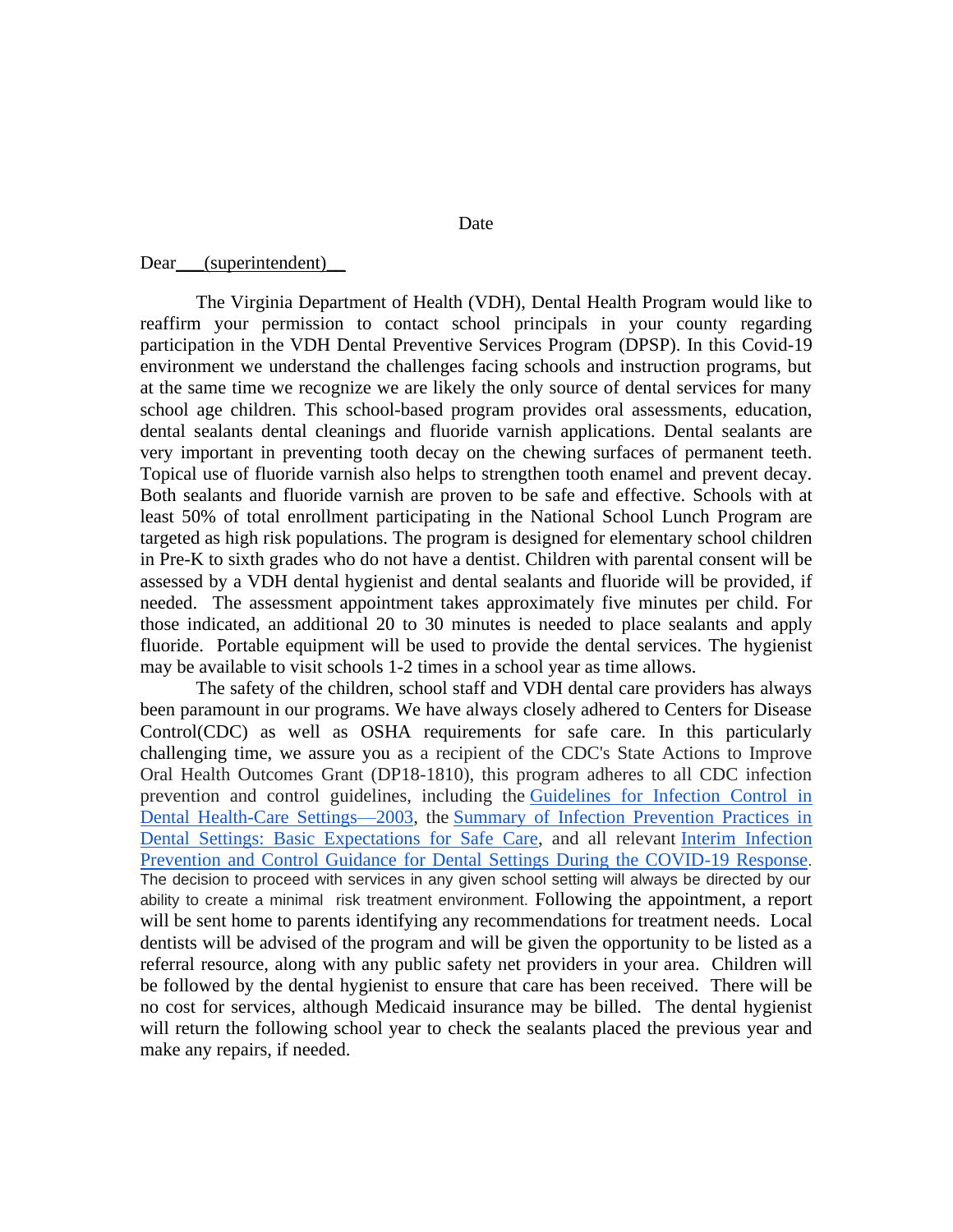Date

Dear___(superintendent)__

The Virginia Department of Health (VDH), Dental Health Program would like to reaffirm your permission to contact school principals in your county regarding participation in the VDH Dental Preventive Services Program (DPSP). In this Covid-19 environment we understand the challenges facing schools and instruction programs, but at the same time we recognize we are likely the only source of dental services for many school age children. This school-based program provides oral assessments, education, dental sealants dental cleanings and fluoride varnish applications. Dental sealants are very important in preventing tooth decay on the chewing surfaces of permanent teeth. Topical use of fluoride varnish also helps to strengthen tooth enamel and prevent decay. Both sealants and fluoride varnish are proven to be safe and effective. Schools with at least 50% of total enrollment participating in the National School Lunch Program are targeted as high risk populations. The program is designed for elementary school children in Pre-K to sixth grades who do not have a dentist. Children with parental consent will be assessed by a VDH dental hygienist and dental sealants and fluoride will be provided, if needed. The assessment appointment takes approximately five minutes per child. For those indicated, an additional 20 to 30 minutes is needed to place sealants and apply fluoride. Portable equipment will be used to provide the dental services. The hygienist may be available to visit schools 1-2 times in a school year as time allows.

The safety of the children, school staff and VDH dental care providers has always been paramount in our programs. We have always closely adhered to Centers for Disease Control(CDC) as well as OSHA requirements for safe care. In this particularly challenging time, we assure you as a recipient of the CDC's State Actions to Improve Oral Health Outcomes Grant (DP18-1810), this program adheres to all CDC infection prevention and control guidelines, including the Guidelines for Infection Control in Dental Health-Care Settings—2003, the Summary of Infection Prevention Practices in Dental Settings: Basic Expectations for Safe Care, and all relevant Interim Infection Prevention and Control Guidance for Dental Settings During the COVID-19 Response. The decision to proceed with services in any given school setting will always be directed by our ability to create a minimal risk treatment environment. Following the appointment, a report will be sent home to parents identifying any recommendations for treatment needs. Local dentists will be advised of the program and will be given the opportunity to be listed as a referral resource, along with any public safety net providers in your area. Children will be followed by the dental hygienist to ensure that care has been received. There will be no cost for services, although Medicaid insurance may be billed. The dental hygienist will return the following school year to check the sealants placed the previous year and make any repairs, if needed.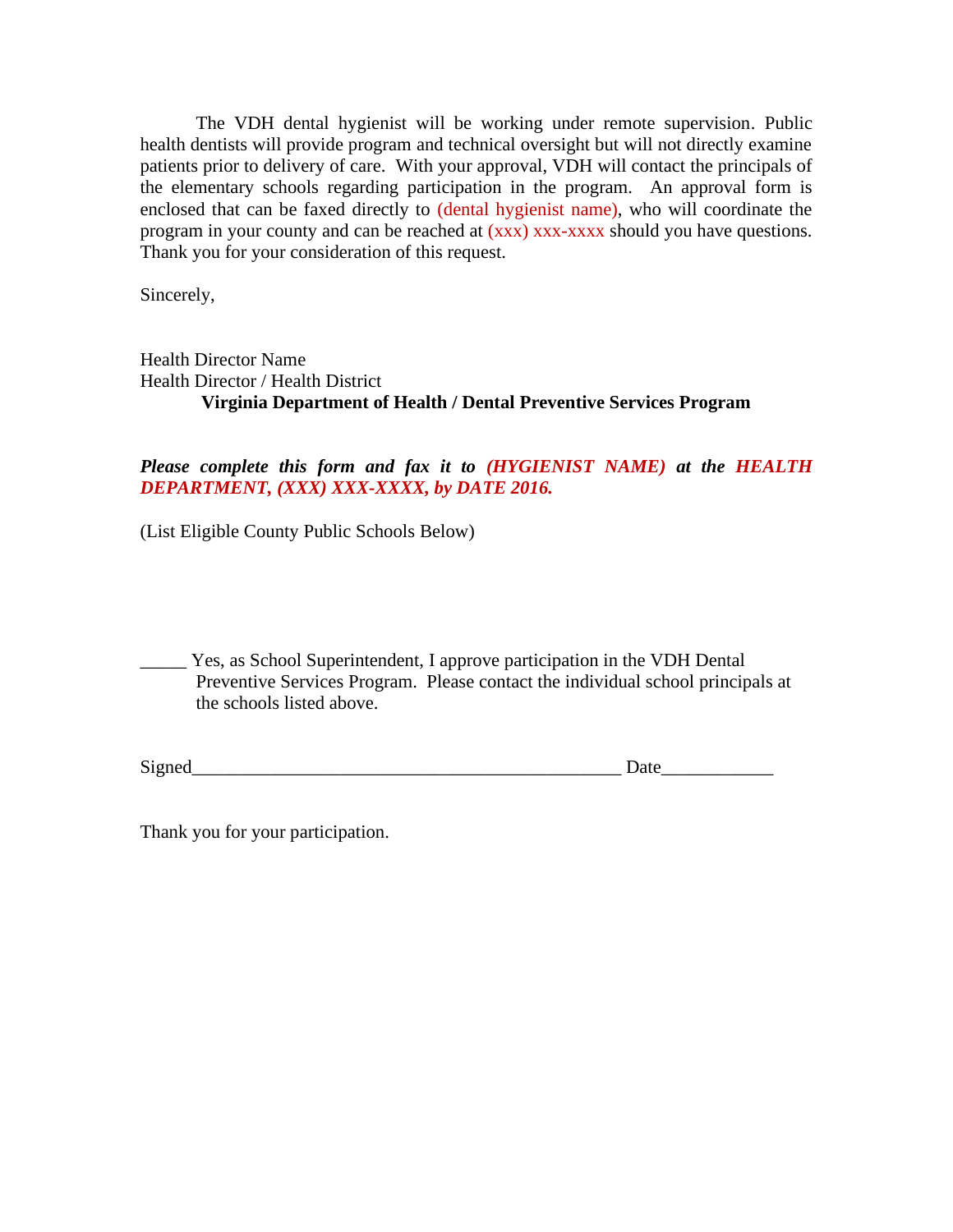The VDH dental hygienist will be working under remote supervision. Public health dentists will provide program and technical oversight but will not directly examine patients prior to delivery of care. With your approval, VDH will contact the principals of the elementary schools regarding participation in the program. An approval form is enclosed that can be faxed directly to (dental hygienist name), who will coordinate the program in your county and can be reached at (xxx) xxx-xxxx should you have questions. Thank you for your consideration of this request.

Sincerely,

Health Director Name
Health Director / Health District
**Virginia Department of Health / Dental Preventive Services Program**

***Please complete this form and fax it to (HYGIENIST NAME) at the HEALTH DEPARTMENT, (XXX) XXX-XXXX, by DATE 2016.***

(List Eligible County Public Schools Below)

_____ Yes, as School Superintendent, I approve participation in the VDH Dental Preventive Services Program. Please contact the individual school principals at the schools listed above.

Signed_______________________________________________ Date____________

Thank you for your participation.